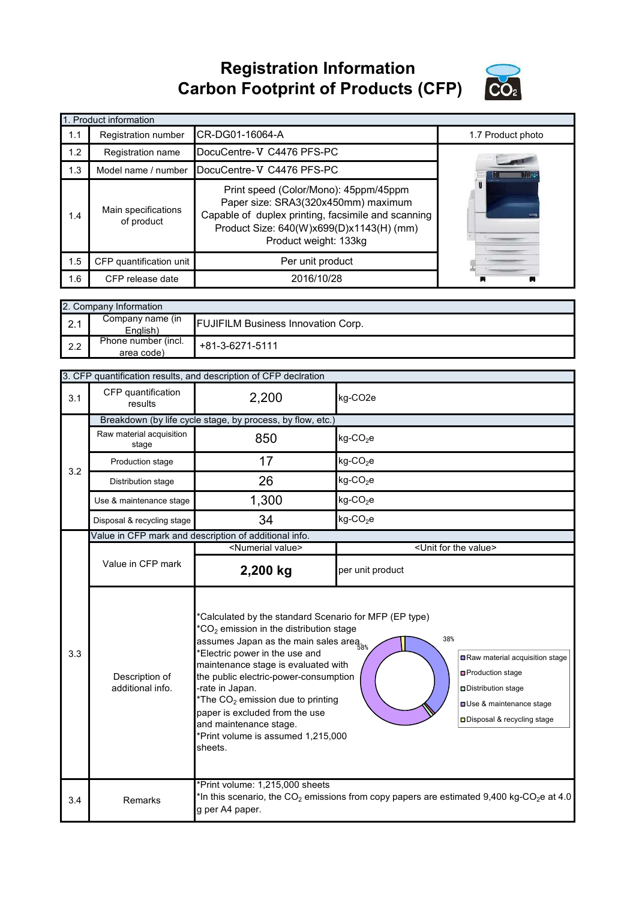# Registration Information
# Carbon Footprint of Products (CFP)

| 1. Product information | | | |
|---|---|---|---|
| 1.1 | Registration number | CR-DG01-16064-A | 1.7 Product photo |
| 1.2 | Registration name | DocuCentre-Ⅴ C4476 PFS-PC | |
| 1.3 | Model name / number | DocuCentre-Ⅴ C4476 PFS-PC | |
| 1.4 | Main specifications of product | Print speed (Color/Mono): 45ppm/45ppm<br>Paper size: SRA3(320x450mm) maximum<br>Capable of duplex printing, facsimile and scanning<br>Product Size: 640(W)x699(D)x1143(H) (mm)<br>Product weight: 133kg | |
| 1.5 | CFP quantification unit | Per unit product | |
| 1.6 | CFP release date | 2016/10/28 | |

| 2. Company Information | | |
|---|---|---|
| 2.1 | Company name (in English) | FUJIFILM Business Innovation Corp. |
| 2.2 | Phone number (incl. area code) | +81-3-6271-5111 |

| 3. CFP quantification results, and description of CFP declration | | | |
|---|---|---|---|
| 3.1 | CFP quantification results | 2,200 | kg-CO2e |
| 3.2 | Breakdown (by life cycle stage, by process, by flow, etc.) | | |
| | Raw material acquisition stage | 850 | kg-$CO_2$e |
| | Production stage | 17 | kg-$CO_2$e |
| | Distribution stage | 26 | kg-$CO_2$e |
| | Use & maintenance stage | 1,300 | kg-$CO_2$e |
| | Disposal & recycling stage | 34 | kg-$CO_2$e |
| 3.3 | Value in CFP mark and description of additional info. | | |
| | | <Numerial value> | <Unit for the value> |
| | Value in CFP mark | **2,200 kg** | per unit product |
| | Description of additional info. | *Calculated by the standard Scenario for MFP (EP type)<br>*$CO_2$ emission in the distribution stage assumes Japan as the main sales area.<br>*Electric power in the use and maintenance stage is evaluated with the public electric-power-consumption -rate in Japan.<br>*The $CO_2$ emission due to printing paper is excluded from the use and maintenance stage.<br>*Print volume is assumed 1,215,000 sheets.<br><br>Chart: Raw material acquisition stage 38%; Production stage; Distribution stage; Use & maintenance stage 58%; Disposal & recycling stage | |
| 3.4 | Remarks | *Print volume: 1,215,000 sheets<br>*In this scenario, the $CO_2$ emissions from copy papers are estimated 9,400 kg-$CO_2$e at 4.0 g per A4 paper. | |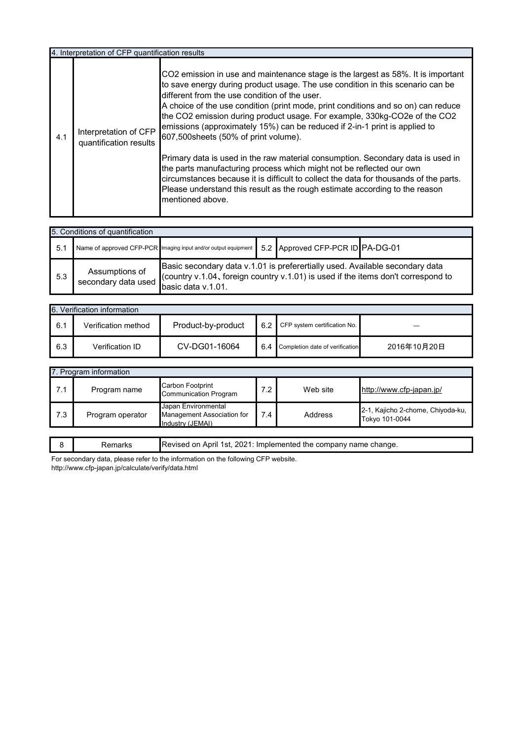| 4. Interpretation of CFP quantification results | | |
|---|---|---|
| 4.1 | Interpretation of CFP quantification results | $CO_2$ emission in use and maintenance stage is the largest as 58%. It is important to save energy during product usage. The use condition in this scenario can be different from the use condition of the user.<br>A choice of the use condition (print mode, print conditions and so on) can reduce the $CO_2$ emission during product usage. For example, 330kg-$CO_2$e of the $CO_2$ emissions (approximately 15%) can be reduced if 2-in-1 print is applied to 607,500sheets (50% of print volume).<br><br>Primary data is used in the raw material consumption. Secondary data is used in the parts manufacturing process which might not be reflected our own circumstances because it is difficult to collect the data for thousands of the parts. Please understand this result as the rough estimate according to the reason mentioned above. |

| 5. Conditions of quantification | | | | | |
|---|---|---|---|---|---|
| 5.1 | Name of approved CFP-PCR | Imaging input and/or output equipment | 5.2 | Approved CFP-PCR ID | PA-DG-01 |
| 5.3 | Assumptions of secondary data used | Basic secondary data v.1.01 is preferertially used. Available secondary data (country v.1.04、foreign country v.1.01) is used if the items don't correspond to basic data v.1.01. | | | |

| 6. Verification information | | | | | |
|---|---|---|---|---|---|
| 6.1 | Verification method | Product-by-product | 6.2 | CFP system certification No. | — |
| 6.3 | Verification ID | CV-DG01-16064 | 6.4 | Completion date of verification | 2016年10月20日 |

| 7. Program information | | | | | |
|---|---|---|---|---|---|
| 7.1 | Program name | Carbon Footprint Communication Program | 7.2 | Web site | http://www.cfp-japan.jp/ |
| 7.3 | Program operator | Japan Environmental Management Association for Industry (JEMAI) | 7.4 | Address | 2-1, Kajicho 2-chome, Chiyoda-ku, Tokyo 101-0044 |

| | | |
|---|---|---|
| 8 | Remarks | Revised on April 1st, 2021: Implemented the company name change. |

For secondary data, please refer to the information on the following CFP website.
http://www.cfp-japan.jp/calculate/verify/data.html